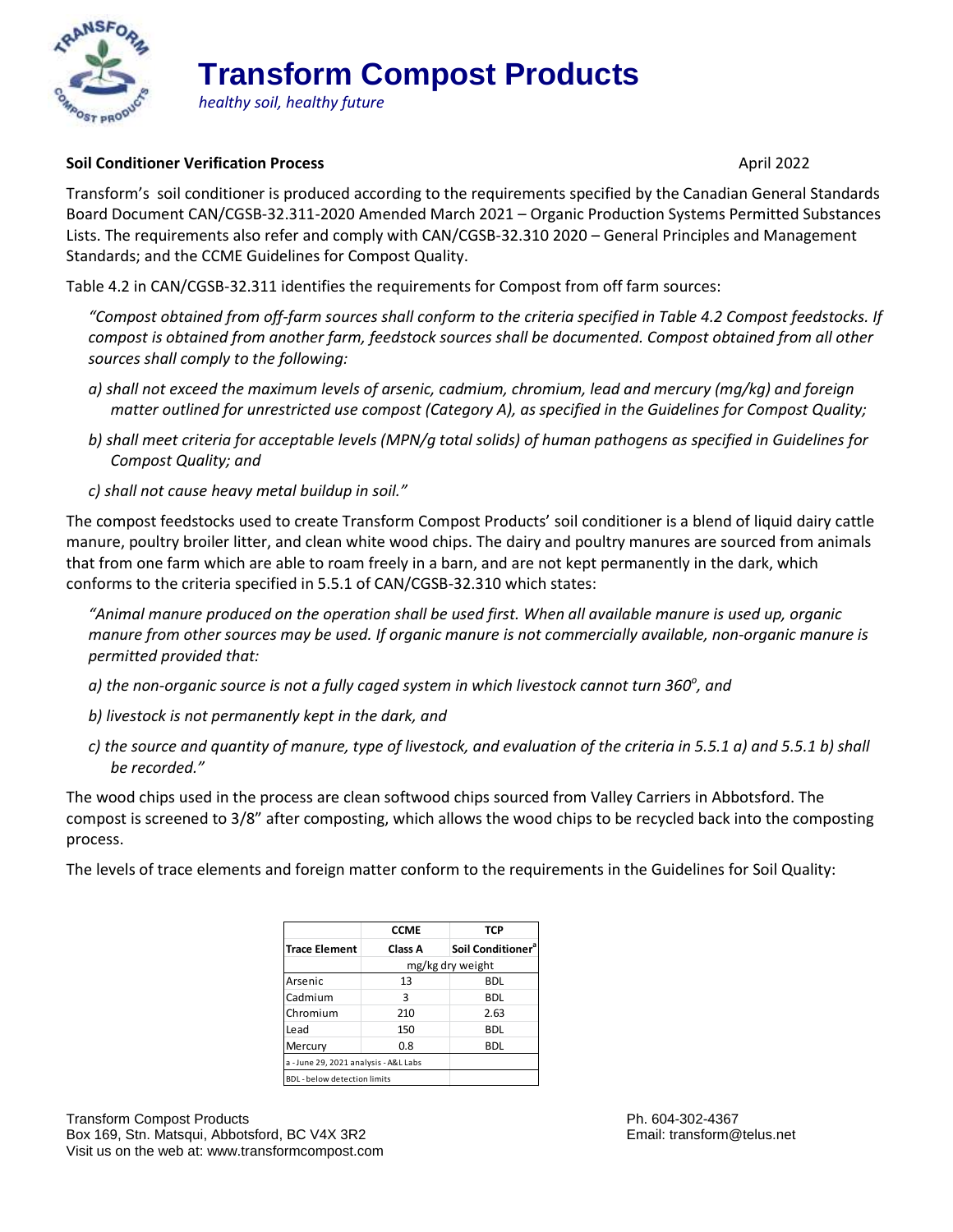# Transform Compost Products

*healthy soil, healthy future*

**Soil Conditioner Verification Process**

April 2022

Transform's soil conditioner is produced according to the requirements specified by the Canadian General Standards Board Document CAN/CGSB-32.311-2020 Amended March 2021 – Organic Production Systems Permitted Substances Lists. The requirements also refer and comply with CAN/CGSB-32.310 2020 – General Principles and Management Standards; and the CCME Guidelines for Compost Quality.

Table 4.2 in CAN/CGSB-32.311 identifies the requirements for Compost from off farm sources:

> *"Compost obtained from off-farm sources shall conform to the criteria specified in Table 4.2 Compost feedstocks. If compost is obtained from another farm, feedstock sources shall be documented. Compost obtained from all other sources shall comply to the following:*
>
> *a) shall not exceed the maximum levels of arsenic, cadmium, chromium, lead and mercury (mg/kg) and foreign matter outlined for unrestricted use compost (Category A), as specified in the Guidelines for Compost Quality;*
>
> *b) shall meet criteria for acceptable levels (MPN/g total solids) of human pathogens as specified in Guidelines for Compost Quality; and*
>
> *c) shall not cause heavy metal buildup in soil."*

The compost feedstocks used to create Transform Compost Products' soil conditioner is a blend of liquid dairy cattle manure, poultry broiler litter, and clean white wood chips. The dairy and poultry manures are sourced from animals that from one farm which are able to roam freely in a barn, and are not kept permanently in the dark, which conforms to the criteria specified in 5.5.1 of CAN/CGSB-32.310 which states:

> *"Animal manure produced on the operation shall be used first. When all available manure is used up, organic manure from other sources may be used. If organic manure is not commercially available, non-organic manure is permitted provided that:*
>
> *a) the non-organic source is not a fully caged system in which livestock cannot turn 360°, and*
>
> *b) livestock is not permanently kept in the dark, and*
>
> *c) the source and quantity of manure, type of livestock, and evaluation of the criteria in 5.5.1 a) and 5.5.1 b) shall be recorded."*

The wood chips used in the process are clean softwood chips sourced from Valley Carriers in Abbotsford. The compost is screened to 3/8" after composting, which allows the wood chips to be recycled back into the composting process.

The levels of trace elements and foreign matter conform to the requirements in the Guidelines for Soil Quality:

| | CCME | TCP |
|---|---|---|
| **Trace Element** | **Class A** | **Soil Conditioner[a]** |
| | mg/kg dry weight | |
| Arsenic | 13 | BDL |
| Cadmium | 3 | BDL |
| Chromium | 210 | 2.63 |
| Lead | 150 | BDL |
| Mercury | 0.8 | BDL |

a - June 29, 2021 analysis - A&L Labs

BDL - below detection limits

Transform Compost Products
Box 169, Stn. Matsqui, Abbotsford, BC V4X 3R2
Visit us on the web at: www.transformcompost.com

Ph. 604-302-4367
Email: transform@telus.net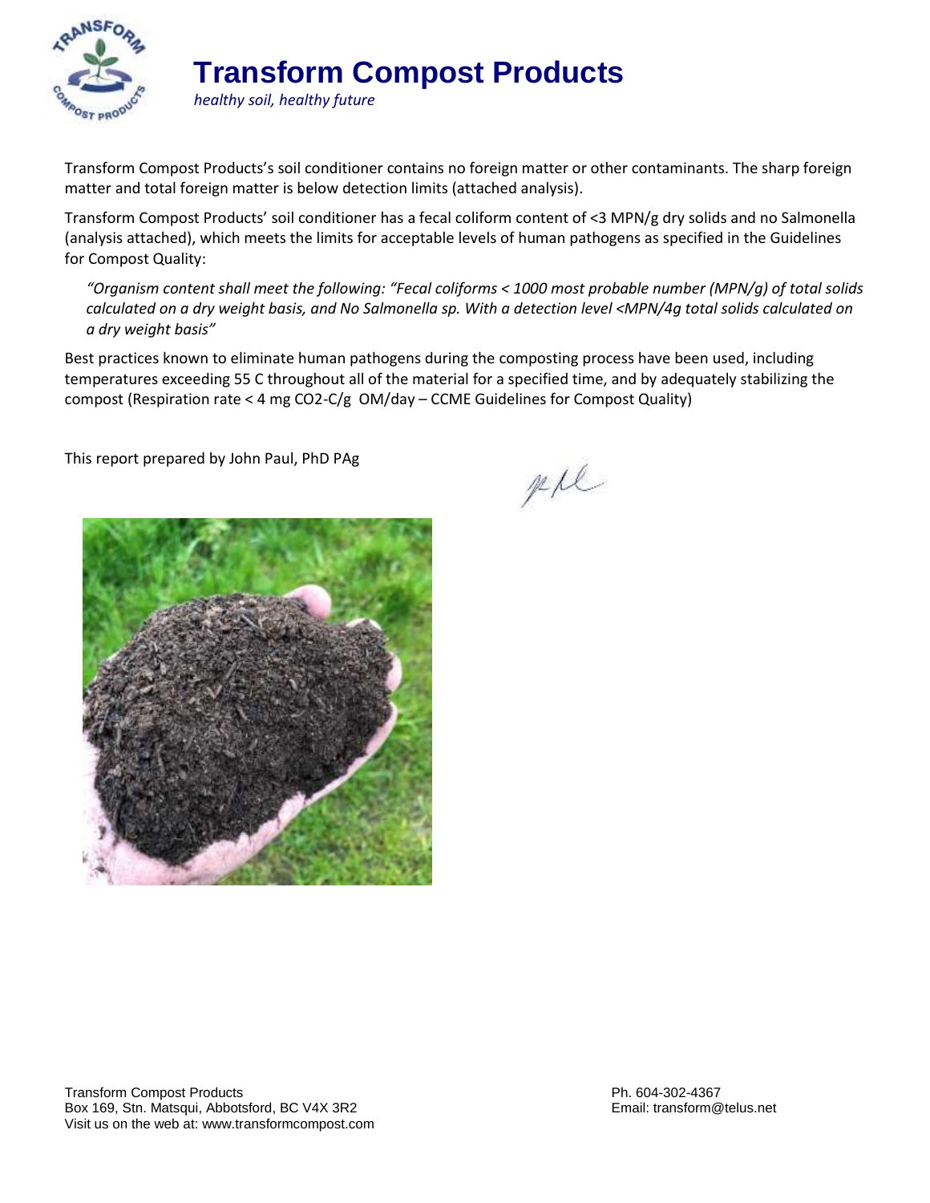# Transform Compost Products

*healthy soil, healthy future*

Transform Compost Products's soil conditioner contains no foreign matter or other contaminants. The sharp foreign matter and total foreign matter is below detection limits (attached analysis).

Transform Compost Products' soil conditioner has a fecal coliform content of <3 MPN/g dry solids and no Salmonella (analysis attached), which meets the limits for acceptable levels of human pathogens as specified in the Guidelines for Compost Quality:

> *"Organism content shall meet the following: "Fecal coliforms < 1000 most probable number (MPN/g) of total solids calculated on a dry weight basis, and No Salmonella sp. With a detection level <MPN/4g total solids calculated on a dry weight basis"*

Best practices known to eliminate human pathogens during the composting process have been used, including temperatures exceeding 55 C throughout all of the material for a specified time, and by adequately stabilizing the compost (Respiration rate < 4 mg $CO_2$-C/g OM/day – CCME Guidelines for Compost Quality)

This report prepared by John Paul, PhD PAg

Transform Compost Products
Box 169, Stn. Matsqui, Abbotsford, BC V4X 3R2
Visit us on the web at: www.transformcompost.com

Ph. 604-302-4367
Email: transform@telus.net